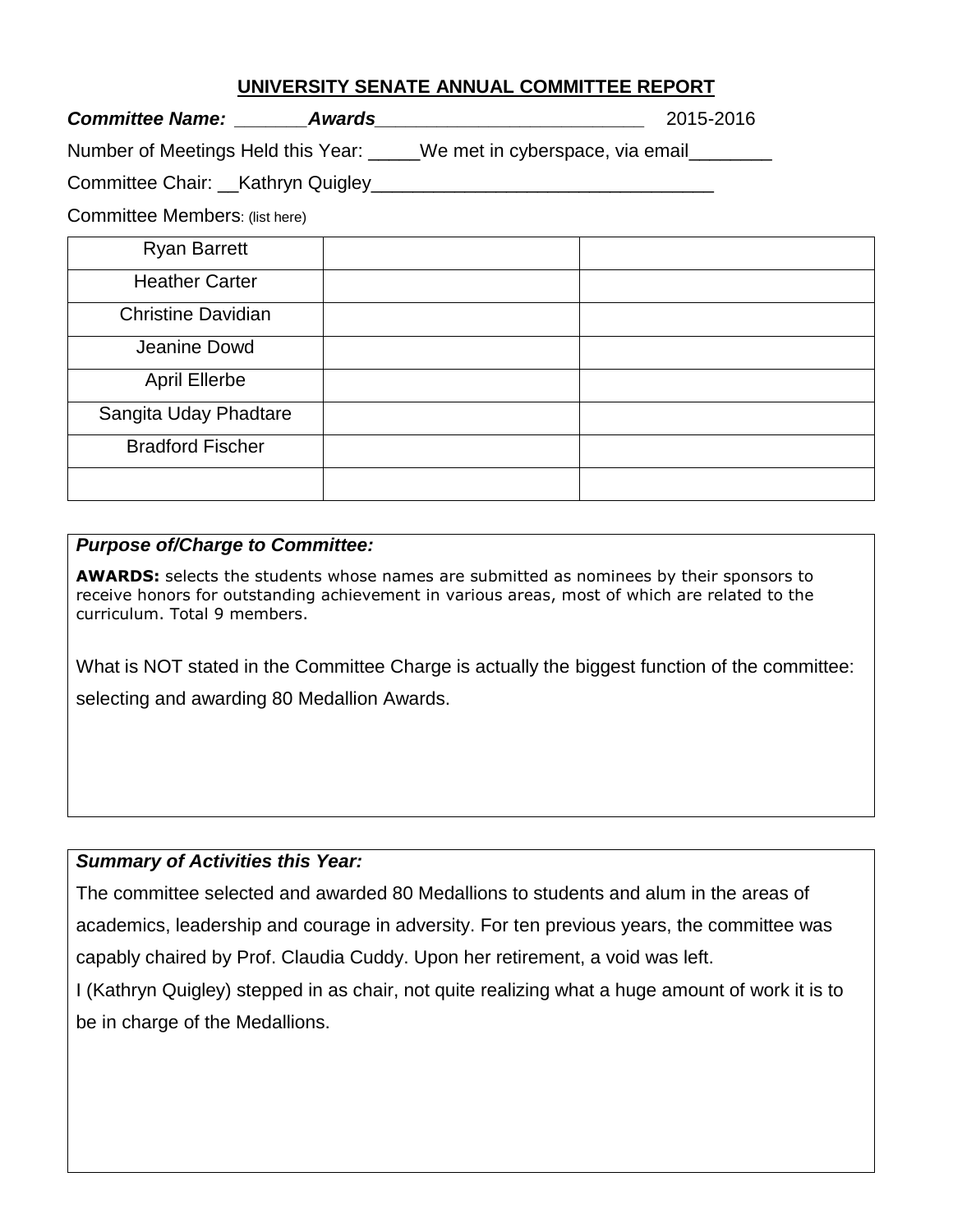# UNIVERSITY SENATE ANNUAL COMMITTEE REPORT

***Committee Name:*** _______***Awards***___________________________ 2015-2016

Number of Meetings Held this Year: _____We met in cyberspace, via email________

Committee Chair: __Kathryn Quigley_________________________________

Committee Members: (list here)

| | | |
|---|---|---|
| Ryan Barrett | | |
| Heather Carter | | |
| Christine Davidian | | |
| Jeanine Dowd | | |
| April Ellerbe | | |
| Sangita Uday Phadtare | | |
| Bradford Fischer | | |
| | | |

***Purpose of/Charge to Committee:***

**AWARDS:** selects the students whose names are submitted as nominees by their sponsors to receive honors for outstanding achievement in various areas, most of which are related to the curriculum. Total 9 members.

What is NOT stated in the Committee Charge is actually the biggest function of the committee: selecting and awarding 80 Medallion Awards.

***Summary of Activities this Year:***

The committee selected and awarded 80 Medallions to students and alum in the areas of academics, leadership and courage in adversity. For ten previous years, the committee was capably chaired by Prof. Claudia Cuddy. Upon her retirement, a void was left.

I (Kathryn Quigley) stepped in as chair, not quite realizing what a huge amount of work it is to be in charge of the Medallions.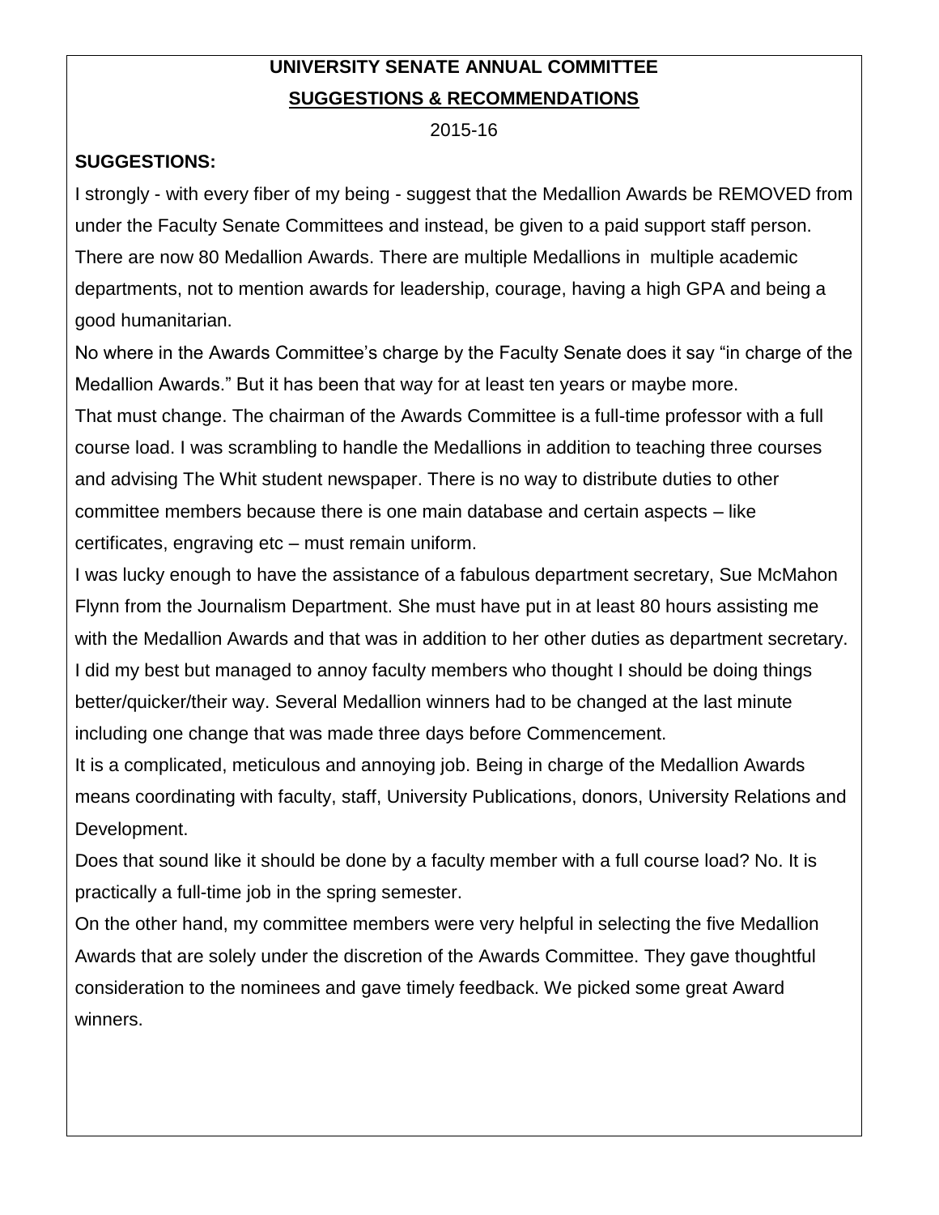# UNIVERSITY SENATE ANNUAL COMMITTEE

## SUGGESTIONS & RECOMMENDATIONS

2015-16

**SUGGESTIONS:**

I strongly - with every fiber of my being - suggest that the Medallion Awards be REMOVED from under the Faculty Senate Committees and instead, be given to a paid support staff person. There are now 80 Medallion Awards. There are multiple Medallions in multiple academic departments, not to mention awards for leadership, courage, having a high GPA and being a good humanitarian.

No where in the Awards Committee's charge by the Faculty Senate does it say "in charge of the Medallion Awards." But it has been that way for at least ten years or maybe more.

That must change. The chairman of the Awards Committee is a full-time professor with a full course load. I was scrambling to handle the Medallions in addition to teaching three courses and advising The Whit student newspaper. There is no way to distribute duties to other committee members because there is one main database and certain aspects – like certificates, engraving etc – must remain uniform.

I was lucky enough to have the assistance of a fabulous department secretary, Sue McMahon Flynn from the Journalism Department. She must have put in at least 80 hours assisting me with the Medallion Awards and that was in addition to her other duties as department secretary.

I did my best but managed to annoy faculty members who thought I should be doing things better/quicker/their way. Several Medallion winners had to be changed at the last minute including one change that was made three days before Commencement.

It is a complicated, meticulous and annoying job. Being in charge of the Medallion Awards means coordinating with faculty, staff, University Publications, donors, University Relations and Development.

Does that sound like it should be done by a faculty member with a full course load? No. It is practically a full-time job in the spring semester.

On the other hand, my committee members were very helpful in selecting the five Medallion Awards that are solely under the discretion of the Awards Committee. They gave thoughtful consideration to the nominees and gave timely feedback. We picked some great Award winners.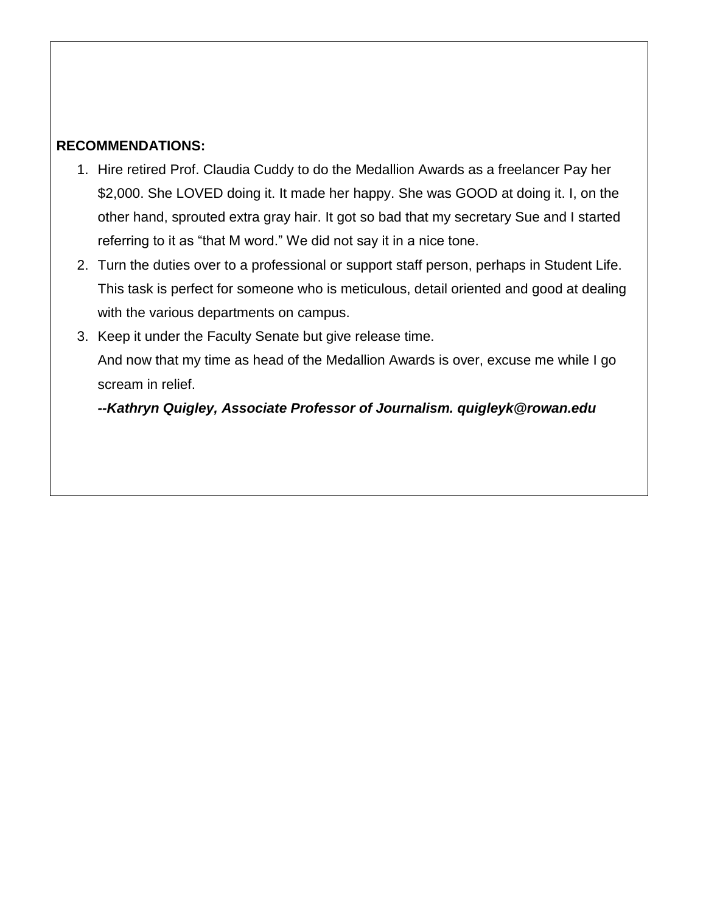**RECOMMENDATIONS:**

1. Hire retired Prof. Claudia Cuddy to do the Medallion Awards as a freelancer Pay her $2,000. She LOVED doing it. It made her happy. She was GOOD at doing it. I, on the other hand, sprouted extra gray hair. It got so bad that my secretary Sue and I started referring to it as “that M word.” We did not say it in a nice tone.
2. Turn the duties over to a professional or support staff person, perhaps in Student Life. This task is perfect for someone who is meticulous, detail oriented and good at dealing with the various departments on campus.
3. Keep it under the Faculty Senate but give release time.

   And now that my time as head of the Medallion Awards is over, excuse me while I go scream in relief.

   ***--Kathryn Quigley, Associate Professor of Journalism. quigleyk@rowan.edu***